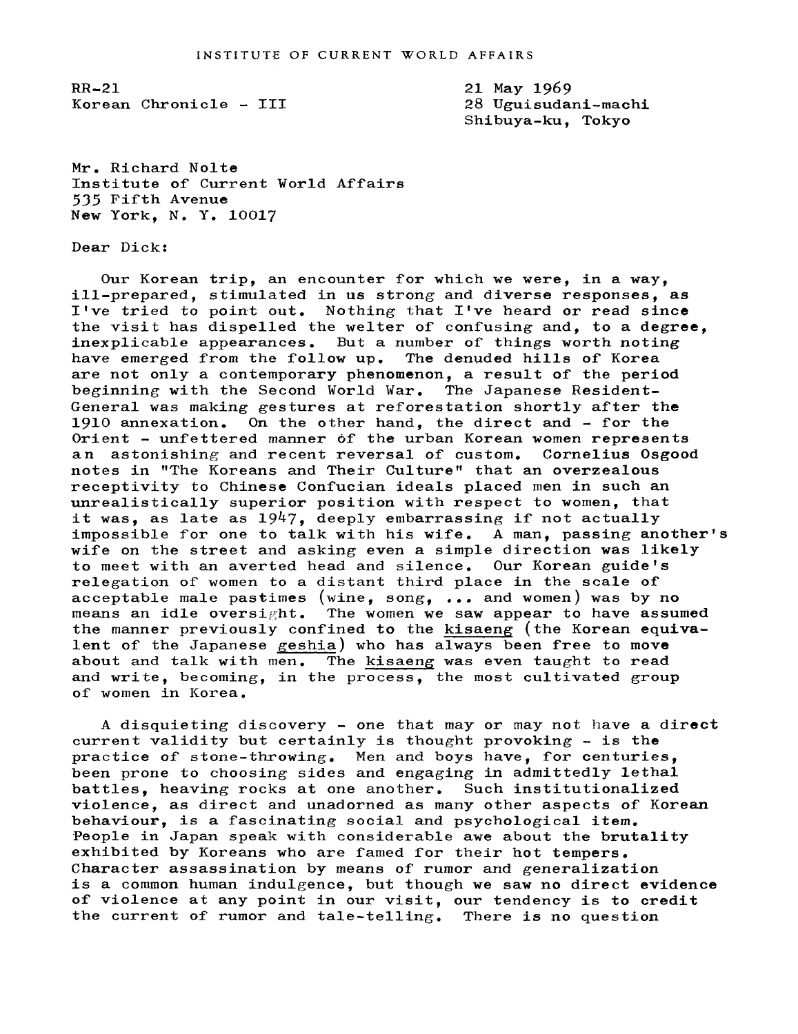INSTITUTE OF CURRENT WORLD AFFAIRS

RR-21
Korean Chronicle - III

21 May 1969
28 Uguisudani-machi
Shibuya-ku, Tokyo

Mr. Richard Nolte
Institute of Current World Affairs
535 Fifth Avenue
New York, N. Y. 10017

Dear Dick:

Our Korean trip, an encounter for which we were, in a way, ill-prepared, stimulated in us strong and diverse responses, as I've tried to point out. Nothing that I've heard or read since the visit has dispelled the welter of confusing and, to a degree, inexplicable appearances. But a number of things worth noting have emerged from the follow up. The denuded hills of Korea are not only a contemporary phenomenon, a result of the period beginning with the Second World War. The Japanese Resident-General was making gestures at reforestation shortly after the 1910 annexation. On the other hand, the direct and - for the Orient - unfettered manner of the urban Korean women represents an astonishing and recent reversal of custom. Cornelius Osgood notes in "The Koreans and Their Culture" that an overzealous receptivity to Chinese Confucian ideals placed men in such an unrealistically superior position with respect to women, that it was, as late as 1947, deeply embarrassing if not actually impossible for one to talk with his wife. A man, passing another's wife on the street and asking even a simple direction was likely to meet with an averted head and silence. Our Korean guide's relegation of women to a distant third place in the scale of acceptable male pastimes (wine, song, ... and women) was by no means an idle oversight. The women we saw appear to have assumed the manner previously confined to the _kisaeng_ (the Korean equivalent of the Japanese _geshia_) who has always been free to move about and talk with men. The _kisaeng_ was even taught to read and write, becoming, in the process, the most cultivated group of women in Korea.

A disquieting discovery - one that may or may not have a direct current validity but certainly is thought provoking - is the practice of stone-throwing. Men and boys have, for centuries, been prone to choosing sides and engaging in admittedly lethal battles, heaving rocks at one another. Such institutionalized violence, as direct and unadorned as many other aspects of Korean behaviour, is a fascinating social and psychological item. People in Japan speak with considerable awe about the brutality exhibited by Koreans who are famed for their hot tempers. Character assassination by means of rumor and generalization is a common human indulgence, but though we saw no direct evidence of violence at any point in our visit, our tendency is to credit the current of rumor and tale-telling. There is no question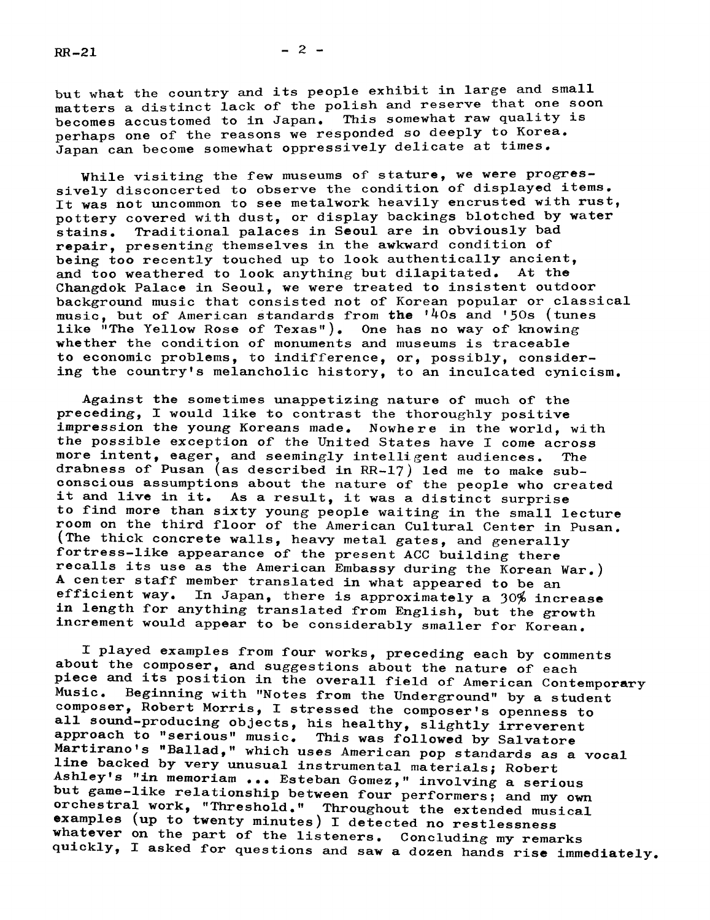but what the country and its people exhibit in large and small matters a distinct lack of the polish and reserve that one soon becomes accustomed to in Japan. This somewhat raw quality is perhaps one of the reasons we responded so deeply to Korea. Japan can become somewhat oppressively delicate at times.

While visiting the few museums of stature, we were progressively disconcerted to observe the condition of displayed items. It was not uncommon to see metalwork heavily encrusted with rust, pottery covered with dust, or display backings blotched by water stains. Traditional palaces in Seoul are in obviously bad repair, presenting themselves in the awkward condition of being too recently touched up to look authentically ancient, and too weathered to look anything but dilapitated. At the Changdok Palace in Seoul, we were treated to insistent outdoor background music that consisted not of Korean popular or classical music, but of American standards from the '40s and '50s (tunes like "The Yellow Rose of Texas"). One has no way of knowing whether the condition of monuments and museums is traceable to economic problems, to indifference, or, possibly, considering the country's melancholic history, to an inculcated cynicism.

Against the sometimes unappetizing nature of much of the preceding, I would like to contrast the thoroughly positive impression the young Koreans made. Nowhere in the world, with the possible exception of the United States have I come across more intent, eager, and seemingly intelligent audiences. The drabness of Pusan (as described in RR-17) led me to make subconscious assumptions about the nature of the people who created it and live in it. As a result, it was a distinct surprise to find more than sixty young people waiting in the small lecture room on the third floor of the American Cultural Center in Pusan. (The thick concrete walls, heavy metal gates, and generally fortress-like appearance of the present ACC building there recalls its use as the American Embassy during the Korean War.) A center staff member translated in what appeared to be an efficient way. In Japan, there is approximately a 30% increase in length for anything translated from English, but the growth increment would appear to be considerably smaller for Korean.

I played examples from four works, preceding each by comments about the composer, and suggestions about the nature of each piece and its position in the overall field of American Contemporary Music. Beginning with "Notes from the Underground" by a student composer, Robert Morris, I stressed the composer's openness to all sound-producing objects, his healthy, slightly irreverent approach to "serious" music. This was followed by Salvatore Martirano's "Ballad," which uses American pop standards as a vocal line backed by very unusual instrumental materials; Robert Ashley's "in memoriam ... Esteban Gomez," involving a serious but game-like relationship between four performers; and my own orchestral work, "Threshold." Throughout the extended musical examples (up to twenty minutes) I detected no restlessness whatever on the part of the listeners. Concluding my remarks quickly, I asked for questions and saw a dozen hands rise immediately.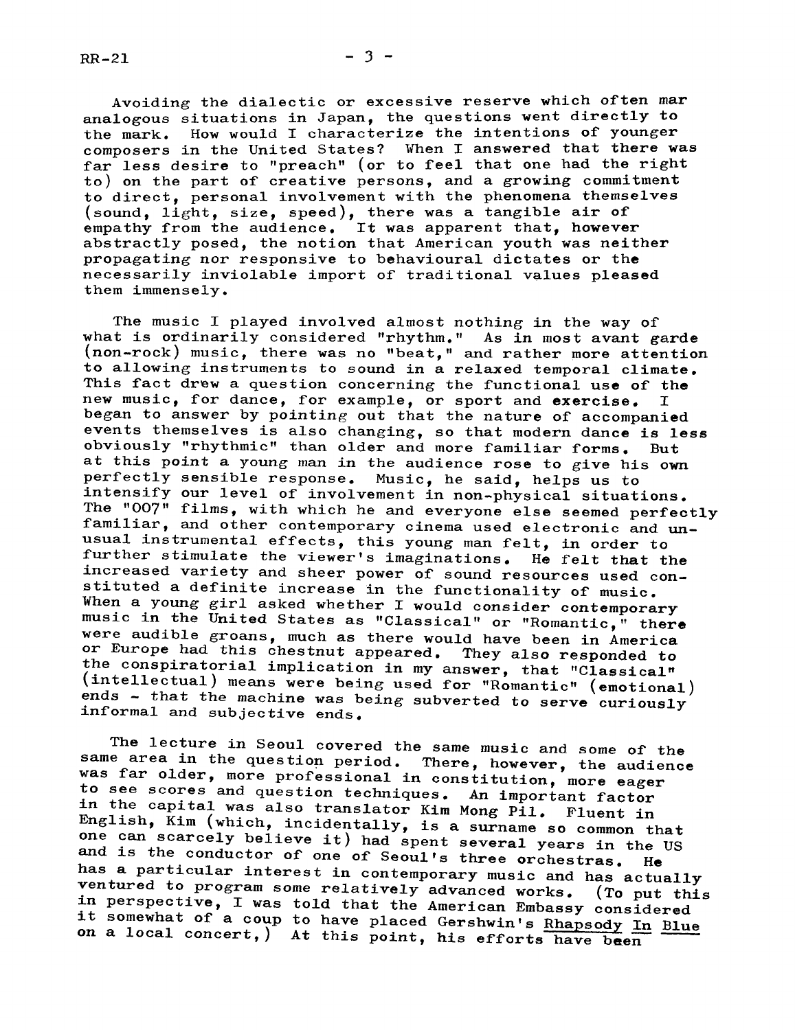Avoiding the dialectic or excessive reserve which often mar analogous situations in Japan, the questions went directly to the mark. How would I characterize the intentions of younger composers in the United States? When I answered that there was far less desire to "preach" (or to feel that one had the right to) on the part of creative persons, and a growing commitment to direct, personal involvement with the phenomena themselves (sound, light, size, speed), there was a tangible air of empathy from the audience. It was apparent that, however abstractly posed, the notion that American youth was neither propagating nor responsive to behavioural dictates or the necessarily inviolable import of traditional values pleased them immensely.

The music I played involved almost nothing in the way of what is ordinarily considered "rhythm." As in most avant garde (non-rock) music, there was no "beat," and rather more attention to allowing instruments to sound in a relaxed temporal climate. This fact drew a question concerning the functional use of the new music, for dance, for example, or sport and exercise. I began to answer by pointing out that the nature of accompanied events themselves is also changing, so that modern dance is less obviously "rhythmic" than older and more familiar forms. But at this point a young man in the audience rose to give his own perfectly sensible response. Music, he said, helps us to intensify our level of involvement in non-physical situations. The "007" films, with which he and everyone else seemed perfectly familiar, and other contemporary cinema used electronic and unusual instrumental effects, this young man felt, in order to further stimulate the viewer's imaginations. He felt that the increased variety and sheer power of sound resources used constituted a definite increase in the functionality of music. When a young girl asked whether I would consider contemporary music in the United States as "Classical" or "Romantic," there were audible groans, much as there would have been in America or Europe had this chestnut appeared. They also responded to the conspiratorial implication in my answer, that "Classical" (intellectual) means were being used for "Romantic" (emotional) ends - that the machine was being subverted to serve curiously informal and subjective ends.

The lecture in Seoul covered the same music and some of the same area in the question period. There, however, the audience was far older, more professional in constitution, more eager to see scores and question techniques. An important factor in the capital was also translator Kim Mong Pil. Fluent in English, Kim (which, incidentally, is a surname so common that one can scarcely believe it) had spent several years in the US and is the conductor of one of Seoul's three orchestras. He has a particular interest in contemporary music and has actually ventured to program some relatively advanced works. (To put this in perspective, I was told that the American Embassy considered it somewhat of a coup to have placed Gershwin's Rhapsody In Blue on a local concert,) At this point, his efforts have been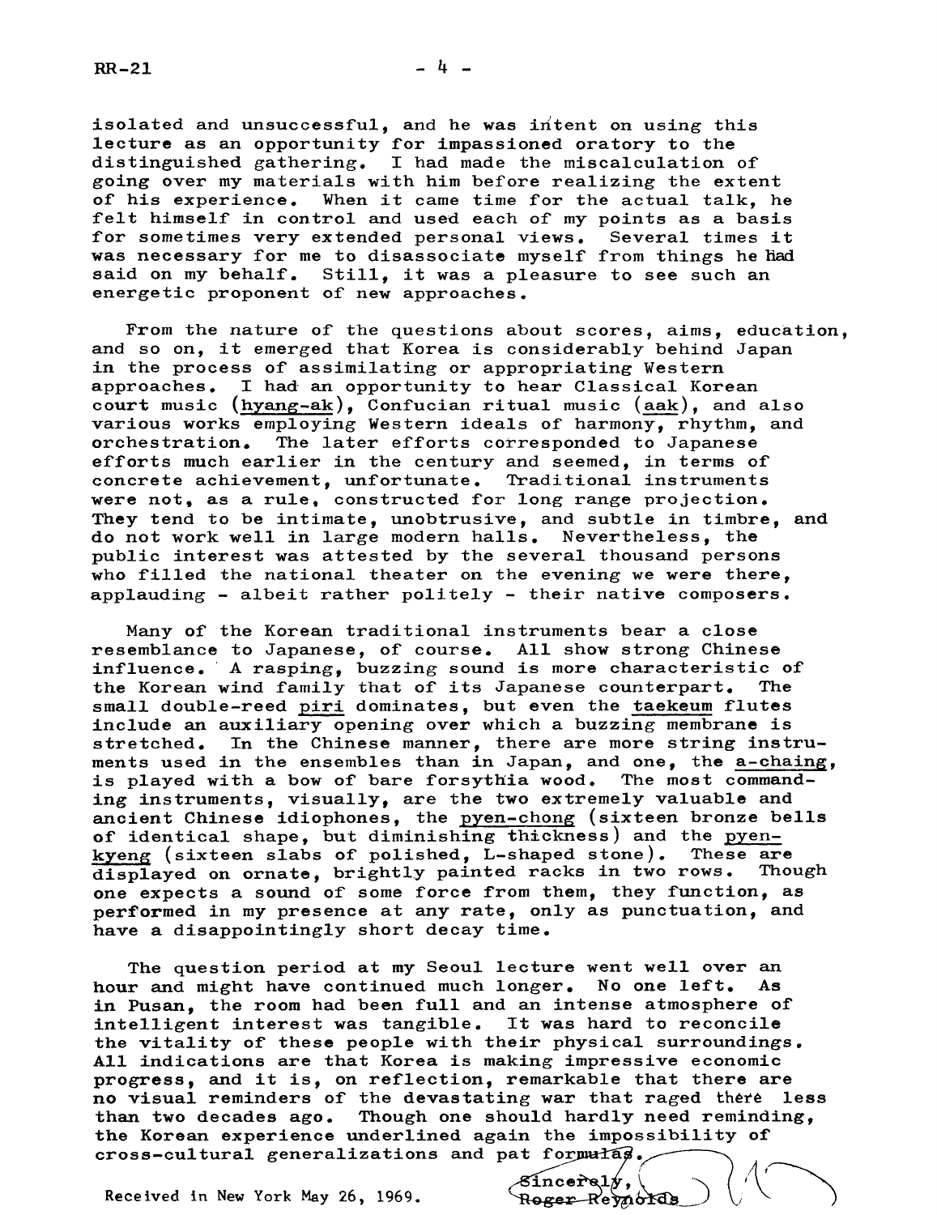isolated and unsuccessful, and he was intent on using this lecture as an opportunity for impassioned oratory to the distinguished gathering. I had made the miscalculation of going over my materials with him before realizing the extent of his experience. When it came time for the actual talk, he felt himself in control and used each of my points as a basis for sometimes very extended personal views. Several times it was necessary for me to disassociate myself from things he had said on my behalf. Still, it was a pleasure to see such an energetic proponent of new approaches.

From the nature of the questions about scores, aims, education, and so on, it emerged that Korea is considerably behind Japan in the process of assimilating or appropriating Western approaches. I had an opportunity to hear Classical Korean court music (hyang-ak), Confucian ritual music (aak), and also various works employing Western ideals of harmony, rhythm, and orchestration. The later efforts corresponded to Japanese efforts much earlier in the century and seemed, in terms of concrete achievement, unfortunate. Traditional instruments were not, as a rule, constructed for long range projection. They tend to be intimate, unobtrusive, and subtle in timbre, and do not work well in large modern halls. Nevertheless, the public interest was attested by the several thousand persons who filled the national theater on the evening we were there, applauding - albeit rather politely - their native composers.

Many of the Korean traditional instruments bear a close resemblance to Japanese, of course. All show strong Chinese influence. A rasping, buzzing sound is more characteristic of the Korean wind family than that of its Japanese counterpart. The small double-reed piri dominates, but even the taekeum flutes include an auxiliary opening over which a buzzing membrane is stretched. In the Chinese manner, there are more string instruments used in the ensembles than in Japan, and one, the a-chaing, is played with a bow of bare forsythia wood. The most commanding instruments, visually, are the two extremely valuable and ancient Chinese idiophones, the pyen-chong (sixteen bronze bells of identical shape, but diminishing thickness) and the pyen-kyeng (sixteen slabs of polished, L-shaped stone). These are displayed on ornate, brightly painted racks in two rows. Though one expects a sound of some force from them, they function, as performed in my presence at any rate, only as punctuation, and have a disappointingly short decay time.

The question period at my Seoul lecture went well over an hour and might have continued much longer. No one left. As in Pusan, the room had been full and an intense atmosphere of intelligent interest was tangible. It was hard to reconcile the vitality of these people with their physical surroundings. All indications are that Korea is making impressive economic progress, and it is, on reflection, remarkable that there are no visual reminders of the devastating war that raged there less than two decades ago. Though one should hardly need reminding, the Korean experience underlined again the impossibility of cross-cultural generalizations and pat formulas.

Sincerely,
Roger Reynolds

Received in New York May 26, 1969.